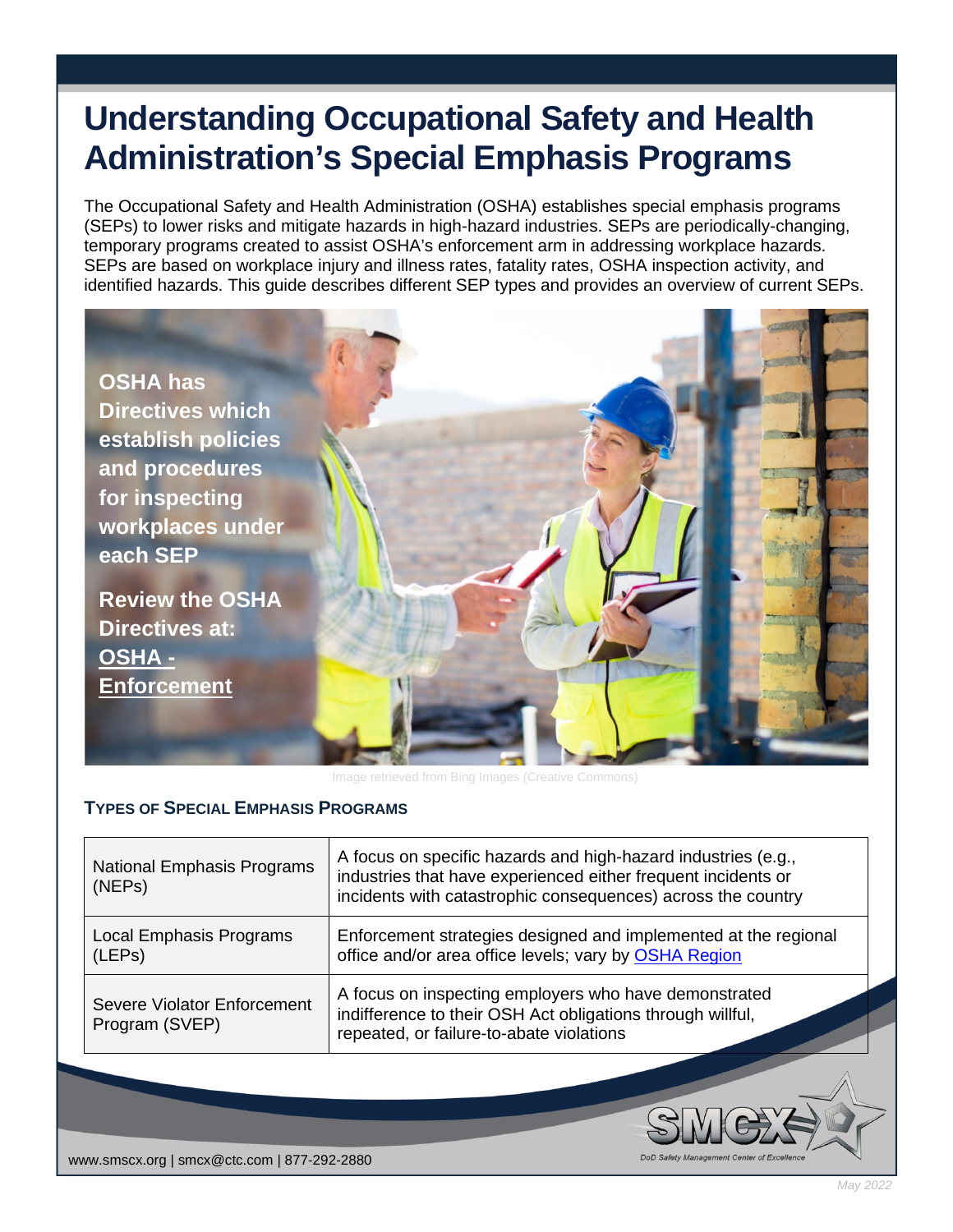# Understanding Occupational Safety and Health Administration's Special Emphasis Programs

The Occupational Safety and Health Administration (OSHA) establishes special emphasis programs (SEPs) to lower risks and mitigate hazards in high-hazard industries. SEPs are periodically-changing, temporary programs created to assist OSHA's enforcement arm in addressing workplace hazards. SEPs are based on workplace injury and illness rates, fatality rates, OSHA inspection activity, and identified hazards. This guide describes different SEP types and provides an overview of current SEPs.

**OSHA has Directives which establish policies and procedures for inspecting workplaces under each SEP**

**Review the OSHA Directives at: OSHA - Enforcement**

Image retrieved from Bing Images (Creative Commons)

## TYPES OF SPECIAL EMPHASIS PROGRAMS

| Program | Description |
|---|---|
| National Emphasis Programs (NEPs) | A focus on specific hazards and high-hazard industries (e.g., industries that have experienced either frequent incidents or incidents with catastrophic consequences) across the country |
| Local Emphasis Programs (LEPs) | Enforcement strategies designed and implemented at the regional office and/or area office levels; vary by OSHA Region |
| Severe Violator Enforcement Program (SVEP) | A focus on inspecting employers who have demonstrated indifference to their OSH Act obligations through willful, repeated, or failure-to-abate violations |

www.smcx.org | smcx@ctc.com | 877-292-2880

DoD Safety Management Center of Excellence

May 2022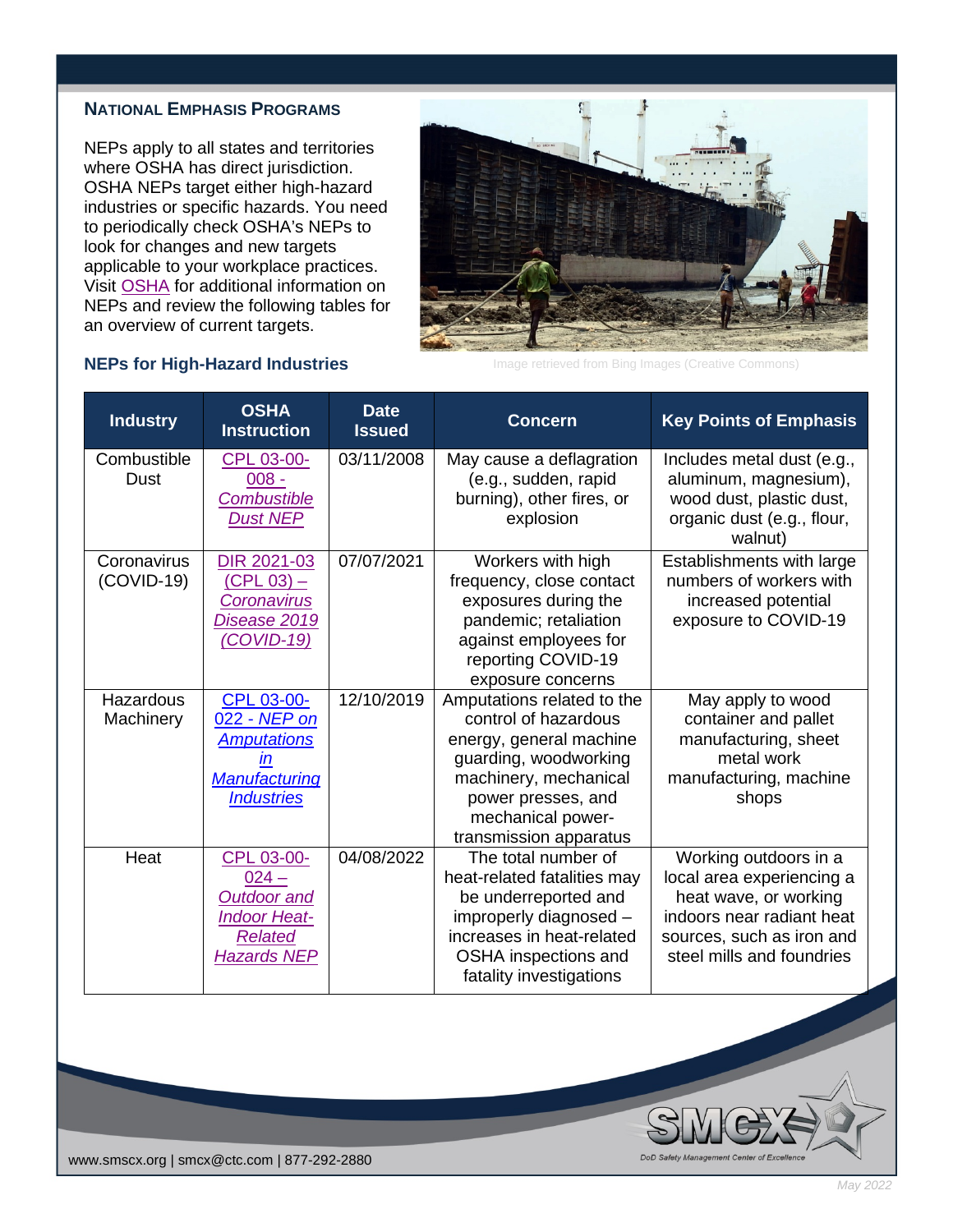## National Emphasis Programs

NEPs apply to all states and territories where OSHA has direct jurisdiction. OSHA NEPs target either high-hazard industries or specific hazards. You need to periodically check OSHA's NEPs to look for changes and new targets applicable to your workplace practices. Visit OSHA for additional information on NEPs and review the following tables for an overview of current targets.

Image retrieved from Bing Images (Creative Commons)

### NEPs for High-Hazard Industries

| Industry | OSHA Instruction | Date Issued | Concern | Key Points of Emphasis |
|---|---|---|---|---|
| Combustible Dust | CPL 03-00-008 - *Combustible Dust NEP* | 03/11/2008 | May cause a deflagration (e.g., sudden, rapid burning), other fires, or explosion | Includes metal dust (e.g., aluminum, magnesium), wood dust, plastic dust, organic dust (e.g., flour, walnut) |
| Coronavirus (COVID-19) | DIR 2021-03 (CPL 03) – *Coronavirus Disease 2019 (COVID-19)* | 07/07/2021 | Workers with high frequency, close contact exposures during the pandemic; retaliation against employees for reporting COVID-19 exposure concerns | Establishments with large numbers of workers with increased potential exposure to COVID-19 |
| Hazardous Machinery | CPL 03-00-022 - *NEP on Amputations in Manufacturing Industries* | 12/10/2019 | Amputations related to the control of hazardous energy, general machine guarding, woodworking machinery, mechanical power presses, and mechanical power-transmission apparatus | May apply to wood container and pallet manufacturing, sheet metal work manufacturing, machine shops |
| Heat | CPL 03-00-024 – *Outdoor and Indoor Heat-Related Hazards NEP* | 04/08/2022 | The total number of heat-related fatalities may be underreported and improperly diagnosed – increases in heat-related OSHA inspections and fatality investigations | Working outdoors in a local area experiencing a heat wave, or working indoors near radiant heat sources, such as iron and steel mills and foundries |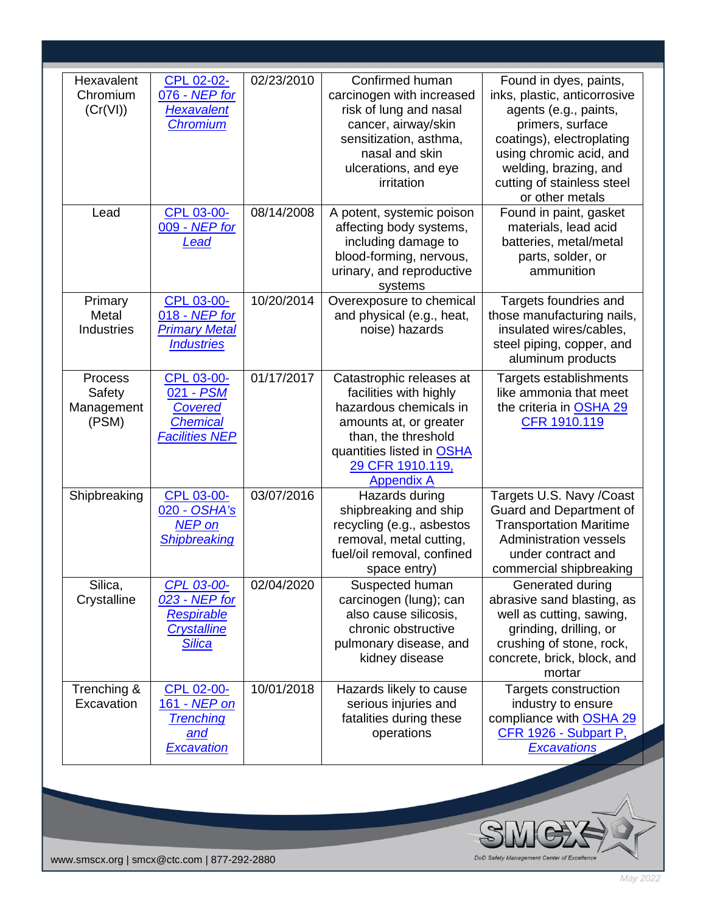| | | | | |
|---|---|---|---|---|
| Hexavalent Chromium (Cr(VI)) | CPL 02-02-076 - *NEP for Hexavalent Chromium* | 02/23/2010 | Confirmed human carcinogen with increased risk of lung and nasal cancer, airway/skin sensitization, asthma, nasal and skin ulcerations, and eye irritation | Found in dyes, paints, inks, plastic, anticorrosive agents (e.g., paints, primers, surface coatings), electroplating using chromic acid, and welding, brazing, and cutting of stainless steel or other metals |
| Lead | CPL 03-00-009 - *NEP for Lead* | 08/14/2008 | A potent, systemic poison affecting body systems, including damage to blood-forming, nervous, urinary, and reproductive systems | Found in paint, gasket materials, lead acid batteries, metal/metal parts, solder, or ammunition |
| Primary Metal Industries | CPL 03-00-018 - *NEP for Primary Metal Industries* | 10/20/2014 | Overexposure to chemical and physical (e.g., heat, noise) hazards | Targets foundries and those manufacturing nails, insulated wires/cables, steel piping, copper, and aluminum products |
| Process Safety Management (PSM) | CPL 03-00-021 - *PSM Covered Chemical Facilities NEP* | 01/17/2017 | Catastrophic releases at facilities with highly hazardous chemicals in amounts at, or greater than, the threshold quantities listed in OSHA 29 CFR 1910.119, Appendix A | Targets establishments like ammonia that meet the criteria in OSHA 29 CFR 1910.119 |
| Shipbreaking | CPL 03-00-020 - *OSHA's NEP on Shipbreaking* | 03/07/2016 | Hazards during shipbreaking and ship recycling (e.g., asbestos removal, metal cutting, fuel/oil removal, confined space entry) | Targets U.S. Navy /Coast Guard and Department of Transportation Maritime Administration vessels under contract and commercial shipbreaking |
| Silica, Crystalline | *CPL 03-00-023 - NEP for Respirable Crystalline Silica* | 02/04/2020 | Suspected human carcinogen (lung); can also cause silicosis, chronic obstructive pulmonary disease, and kidney disease | Generated during abrasive sand blasting, as well as cutting, sawing, grinding, drilling, or crushing of stone, rock, concrete, brick, block, and mortar |
| Trenching & Excavation | CPL 02-00-161 - *NEP on Trenching and Excavation* | 10/01/2018 | Hazards likely to cause serious injuries and fatalities during these operations | Targets construction industry to ensure compliance with OSHA 29 CFR 1926 - Subpart P, *Excavations* |

www.smcx.org | smcx@ctc.com | 877-292-2880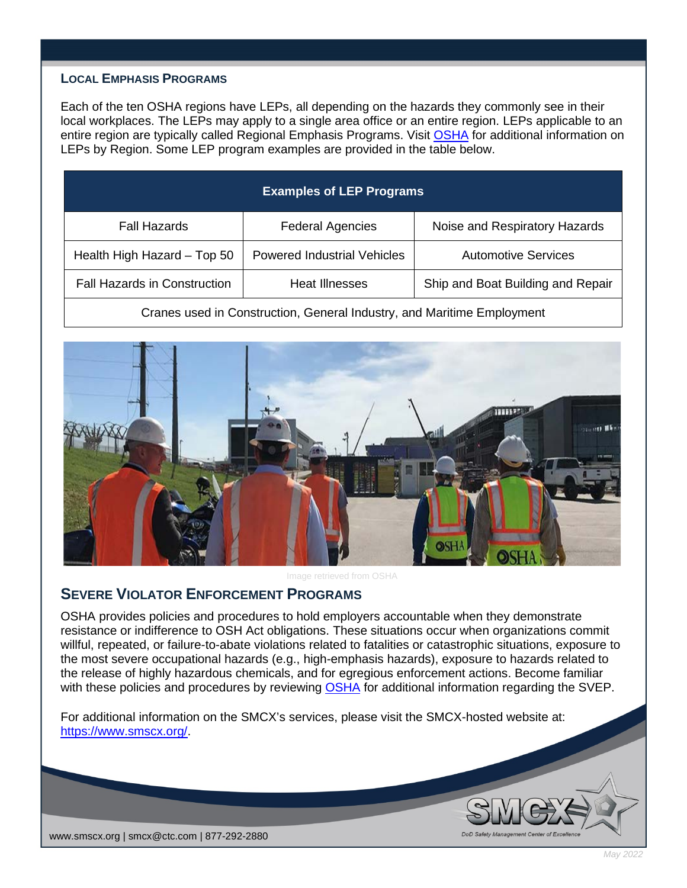## Local Emphasis Programs

Each of the ten OSHA regions have LEPs, all depending on the hazards they commonly see in their local workplaces. The LEPs may apply to a single area office or an entire region. LEPs applicable to an entire region are typically called Regional Emphasis Programs. Visit OSHA for additional information on LEPs by Region. Some LEP program examples are provided in the table below.

| Examples of LEP Programs | | |
|---|---|---|
| Fall Hazards | Federal Agencies | Noise and Respiratory Hazards |
| Health High Hazard – Top 50 | Powered Industrial Vehicles | Automotive Services |
| Fall Hazards in Construction | Heat Illnesses | Ship and Boat Building and Repair |
| Cranes used in Construction, General Industry, and Maritime Employment | | |

Image retrieved from OSHA

## Severe Violator Enforcement Programs

OSHA provides policies and procedures to hold employers accountable when they demonstrate resistance or indifference to OSH Act obligations. These situations occur when organizations commit willful, repeated, or failure-to-abate violations related to fatalities or catastrophic situations, exposure to the most severe occupational hazards (e.g., high-emphasis hazards), exposure to hazards related to the release of highly hazardous chemicals, and for egregious enforcement actions. Become familiar with these policies and procedures by reviewing OSHA for additional information regarding the SVEP.

For additional information on the SMCX's services, please visit the SMCX-hosted website at: https://www.smscx.org/.

www.smcx.org | smcx@ctc.com | 877-292-2880

SMCX DoD Safety Management Center of Excellence

May 2022